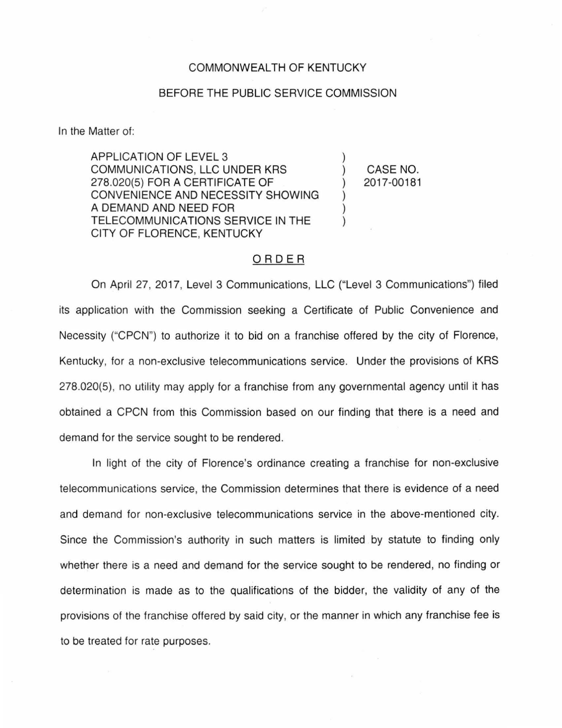COMMONWEALTH OF KENTUCKY

BEFORE THE PUBLIC SERVICE COMMISSION

In the Matter of:

| | | |
|---|---|---|
| APPLICATION OF LEVEL 3 COMMUNICATIONS, LLC UNDER KRS 278.020(5) FOR A CERTIFICATE OF CONVENIENCE AND NECESSITY SHOWING A DEMAND AND NEED FOR TELECOMMUNICATIONS SERVICE IN THE CITY OF FLORENCE, KENTUCKY | ) ) ) ) ) ) | CASE NO. 2017-00181 |

## ORDER

On April 27, 2017, Level 3 Communications, LLC ("Level 3 Communications") filed its application with the Commission seeking a Certificate of Public Convenience and Necessity ("CPCN") to authorize it to bid on a franchise offered by the city of Florence, Kentucky, for a non-exclusive telecommunications service. Under the provisions of KRS 278.020(5), no utility may apply for a franchise from any governmental agency until it has obtained a CPCN from this Commission based on our finding that there is a need and demand for the service sought to be rendered.

In light of the city of Florence's ordinance creating a franchise for non-exclusive telecommunications service, the Commission determines that there is evidence of a need and demand for non-exclusive telecommunications service in the above-mentioned city. Since the Commission's authority in such matters is limited by statute to finding only whether there is a need and demand for the service sought to be rendered, no finding or determination is made as to the qualifications of the bidder, the validity of any of the provisions of the franchise offered by said city, or the manner in which any franchise fee is to be treated for rate purposes.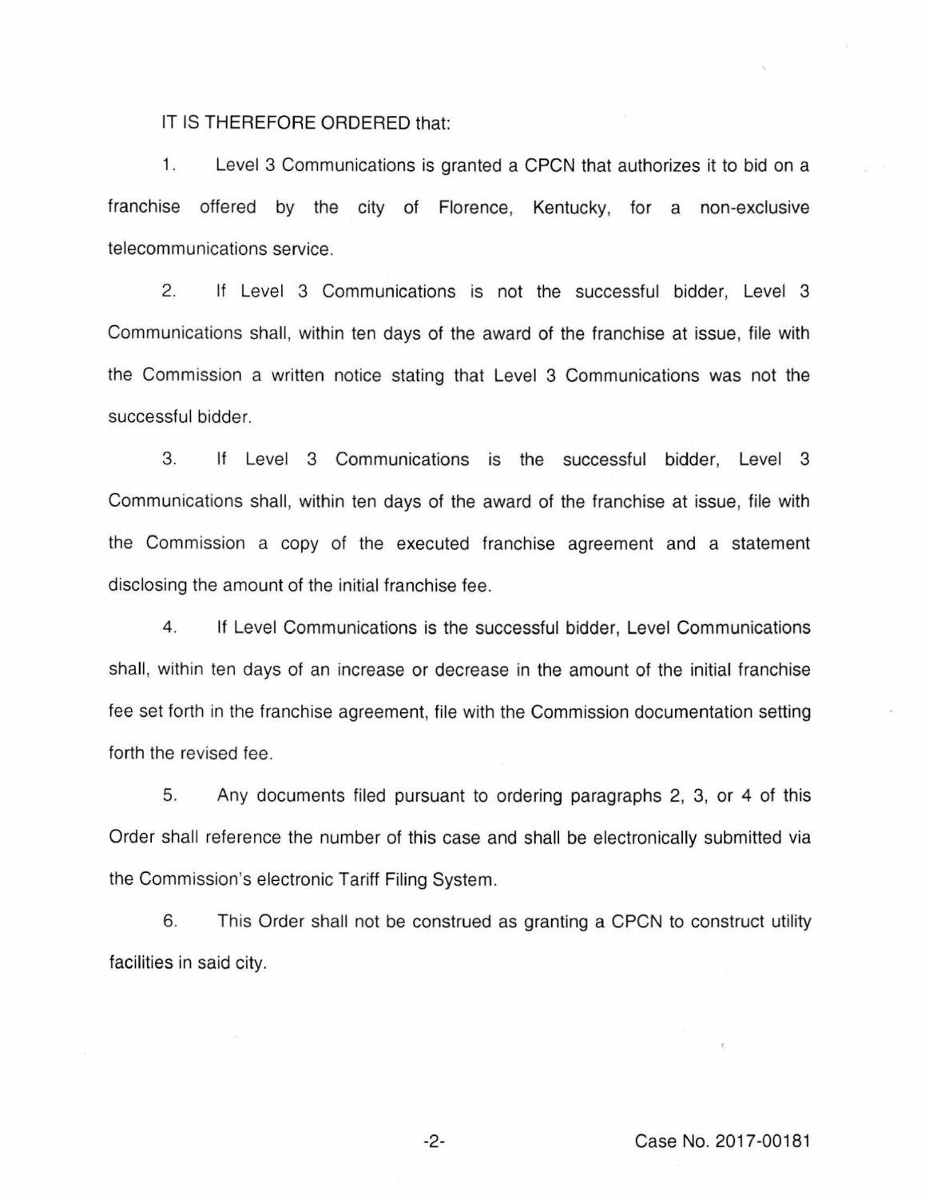IT IS THEREFORE ORDERED that:

1. Level 3 Communications is granted a CPCN that authorizes it to bid on a franchise offered by the city of Florence, Kentucky, for a non-exclusive telecommunications service.

2. If Level 3 Communications is not the successful bidder, Level 3 Communications shall, within ten days of the award of the franchise at issue, file with the Commission a written notice stating that Level 3 Communications was not the successful bidder.

3. If Level 3 Communications is the successful bidder, Level 3 Communications shall, within ten days of the award of the franchise at issue, file with the Commission a copy of the executed franchise agreement and a statement disclosing the amount of the initial franchise fee.

4. If Level Communications is the successful bidder, Level Communications shall, within ten days of an increase or decrease in the amount of the initial franchise fee set forth in the franchise agreement, file with the Commission documentation setting forth the revised fee.

5. Any documents filed pursuant to ordering paragraphs 2, 3, or 4 of this Order shall reference the number of this case and shall be electronically submitted via the Commission's electronic Tariff Filing System.

6. This Order shall not be construed as granting a CPCN to construct utility facilities in said city.

Case No. 2017-00181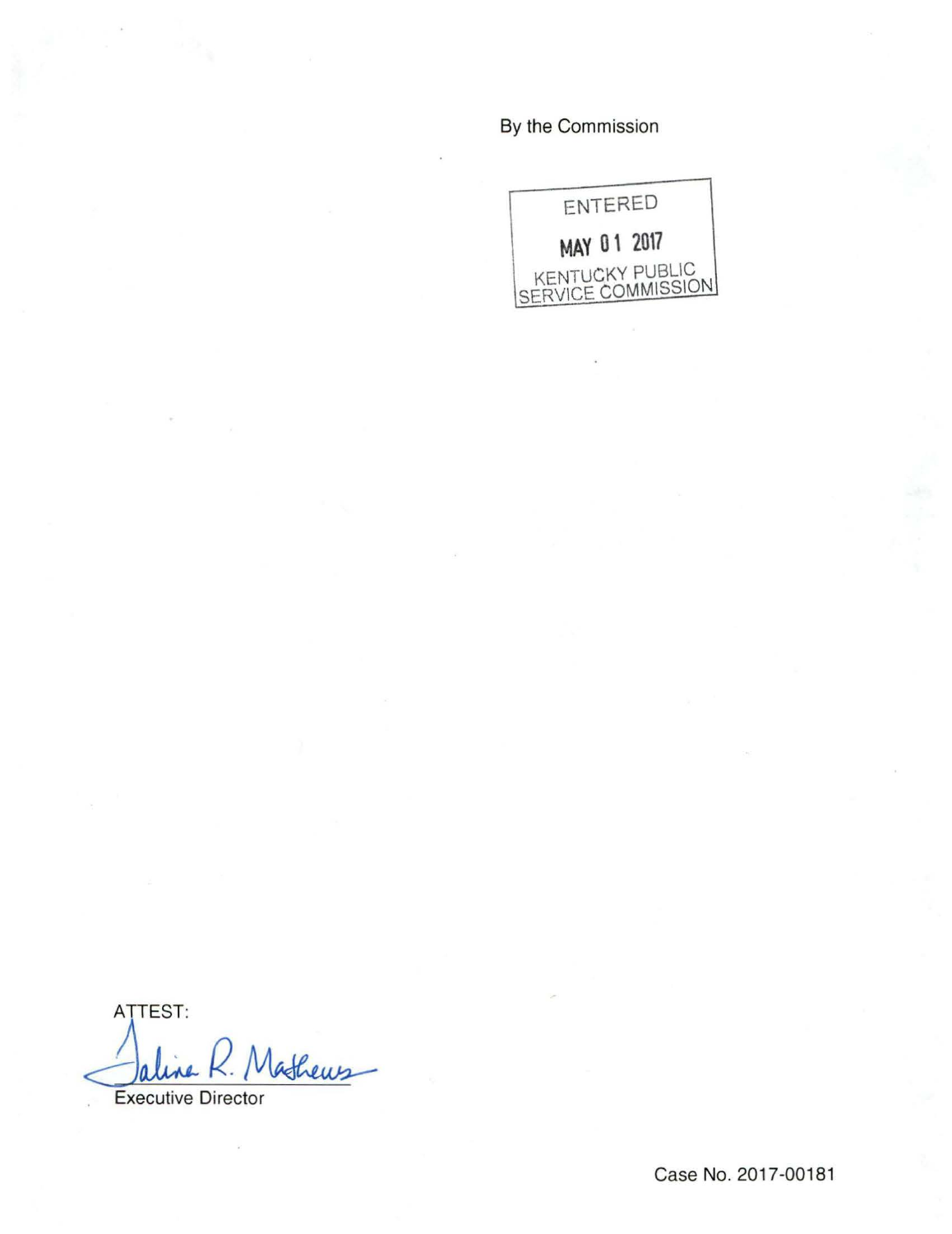By the Commission

ENTERED

MAY 01 2017

KENTUCKY PUBLIC SERVICE COMMISSION

ATTEST:

Taline R. Mathews

Executive Director

Case No. 2017-00181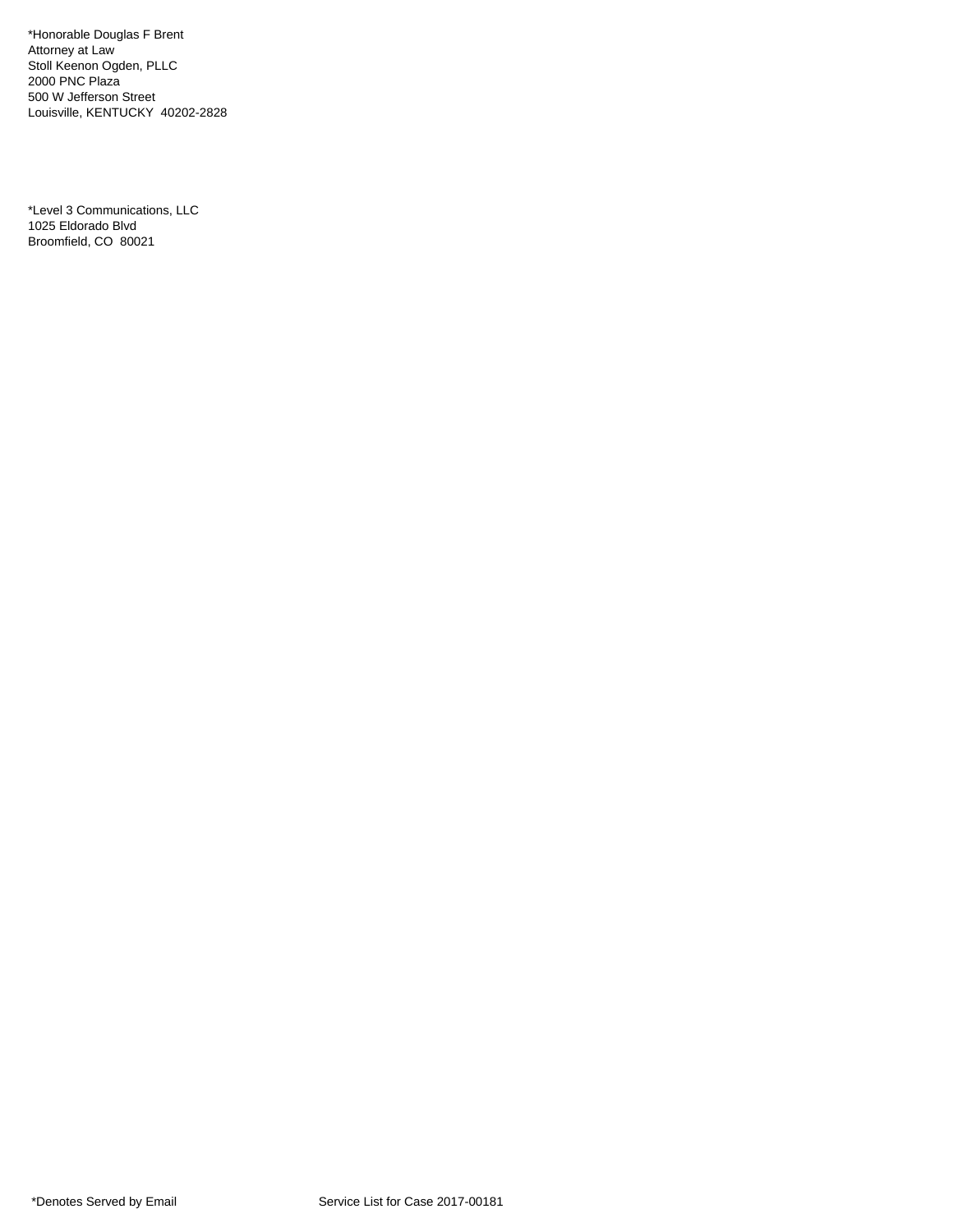*Honorable Douglas F Brent
Attorney at Law
Stoll Keenon Ogden, PLLC
2000 PNC Plaza
500 W Jefferson Street
Louisville, KENTUCKY  40202-2828

*Level 3 Communications, LLC
1025 Eldorado Blvd
Broomfield, CO  80021

*Denotes Served by Email

Service List for Case 2017-00181